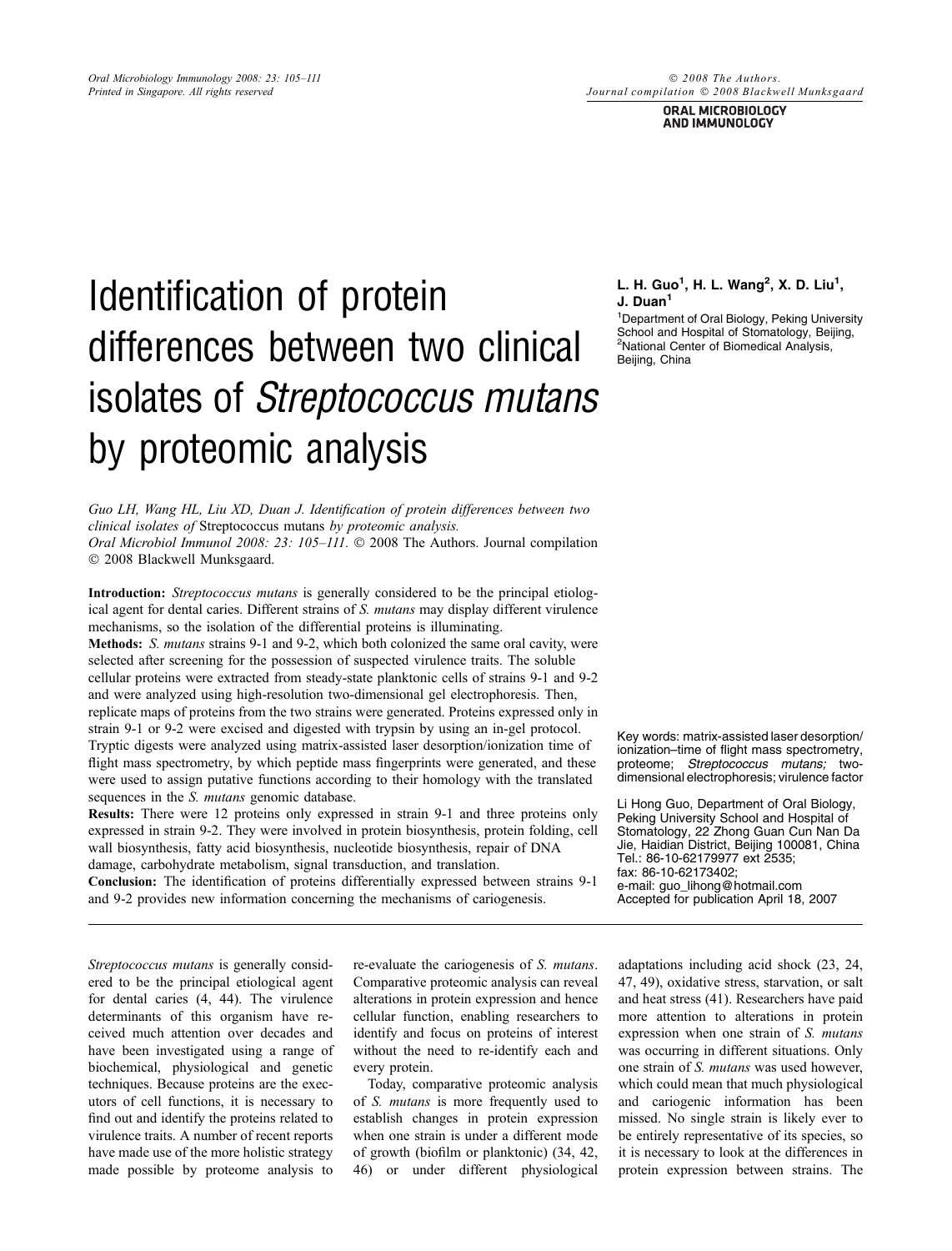# Identification of protein differences between two clinical isolates of *Streptococcus mutans* by proteomic analysis

**L. H. Guo[1], H. L. Wang[2], X. D. Liu[1], J. Duan[1]**

[1]Department of Oral Biology, Peking University School and Hospital of Stomatology, Beijing, [2]National Center of Biomedical Analysis, Beijing, China

*Guo LH, Wang HL, Liu XD, Duan J. Identification of protein differences between two clinical isolates of* Streptococcus mutans *by proteomic analysis.*
*Oral Microbiol Immunol 2008: 23: 105–111.* © 2008 The Authors. Journal compilation © 2008 Blackwell Munksgaard.

**Introduction:** *Streptococcus mutans* is generally considered to be the principal etiological agent for dental caries. Different strains of *S. mutans* may display different virulence mechanisms, so the isolation of the differential proteins is illuminating.

**Methods:** *S. mutans* strains 9-1 and 9-2, which both colonized the same oral cavity, were selected after screening for the possession of suspected virulence traits. The soluble cellular proteins were extracted from steady-state planktonic cells of strains 9-1 and 9-2 and were analyzed using high-resolution two-dimensional gel electrophoresis. Then, replicate maps of proteins from the two strains were generated. Proteins expressed only in strain 9-1 or 9-2 were excised and digested with trypsin by using an in-gel protocol. Tryptic digests were analyzed using matrix-assisted laser desorption/ionization time of flight mass spectrometry, by which peptide mass fingerprints were generated, and these were used to assign putative functions according to their homology with the translated sequences in the *S. mutans* genomic database.

**Results:** There were 12 proteins only expressed in strain 9-1 and three proteins only expressed in strain 9-2. They were involved in protein biosynthesis, protein folding, cell wall biosynthesis, fatty acid biosynthesis, nucleotide biosynthesis, repair of DNA damage, carbohydrate metabolism, signal transduction, and translation.

**Conclusion:** The identification of proteins differentially expressed between strains 9-1 and 9-2 provides new information concerning the mechanisms of cariogenesis.

Key words: matrix-assisted laser desorption/ionization–time of flight mass spectrometry, proteome; *Streptococcus mutans;* two-dimensional electrophoresis; virulence factor

Li Hong Guo, Department of Oral Biology, Peking University School and Hospital of Stomatology, 22 Zhong Guan Cun Nan Da Jie, Haidian District, Beijing 100081, China
Tel.: 86-10-62179977 ext 2535;
fax: 86-10-62173402;
e-mail: guo_lihong@hotmail.com
Accepted for publication April 18, 2007

*Streptococcus mutans* is generally considered to be the principal etiological agent for dental caries (4, 44). The virulence determinants of this organism have received much attention over decades and have been investigated using a range of biochemical, physiological and genetic techniques. Because proteins are the executors of cell functions, it is necessary to find out and identify the proteins related to virulence traits. A number of recent reports have made use of the more holistic strategy made possible by proteome analysis to re-evaluate the cariogenesis of *S. mutans*. Comparative proteomic analysis can reveal alterations in protein expression and hence cellular function, enabling researchers to identify and focus on proteins of interest without the need to re-identify each and every protein.

Today, comparative proteomic analysis of *S. mutans* is more frequently used to establish changes in protein expression when one strain is under a different mode of growth (biofilm or planktonic) (34, 42, 46) or under different physiological adaptations including acid shock (23, 24, 47, 49), oxidative stress, starvation, or salt and heat stress (41). Researchers have paid more attention to alterations in protein expression when one strain of *S. mutans* was occurring in different situations. Only one strain of *S. mutans* was used however, which could mean that much physiological and cariogenic information has been missed. No single strain is likely ever to be entirely representative of its species, so it is necessary to look at the differences in protein expression between strains. The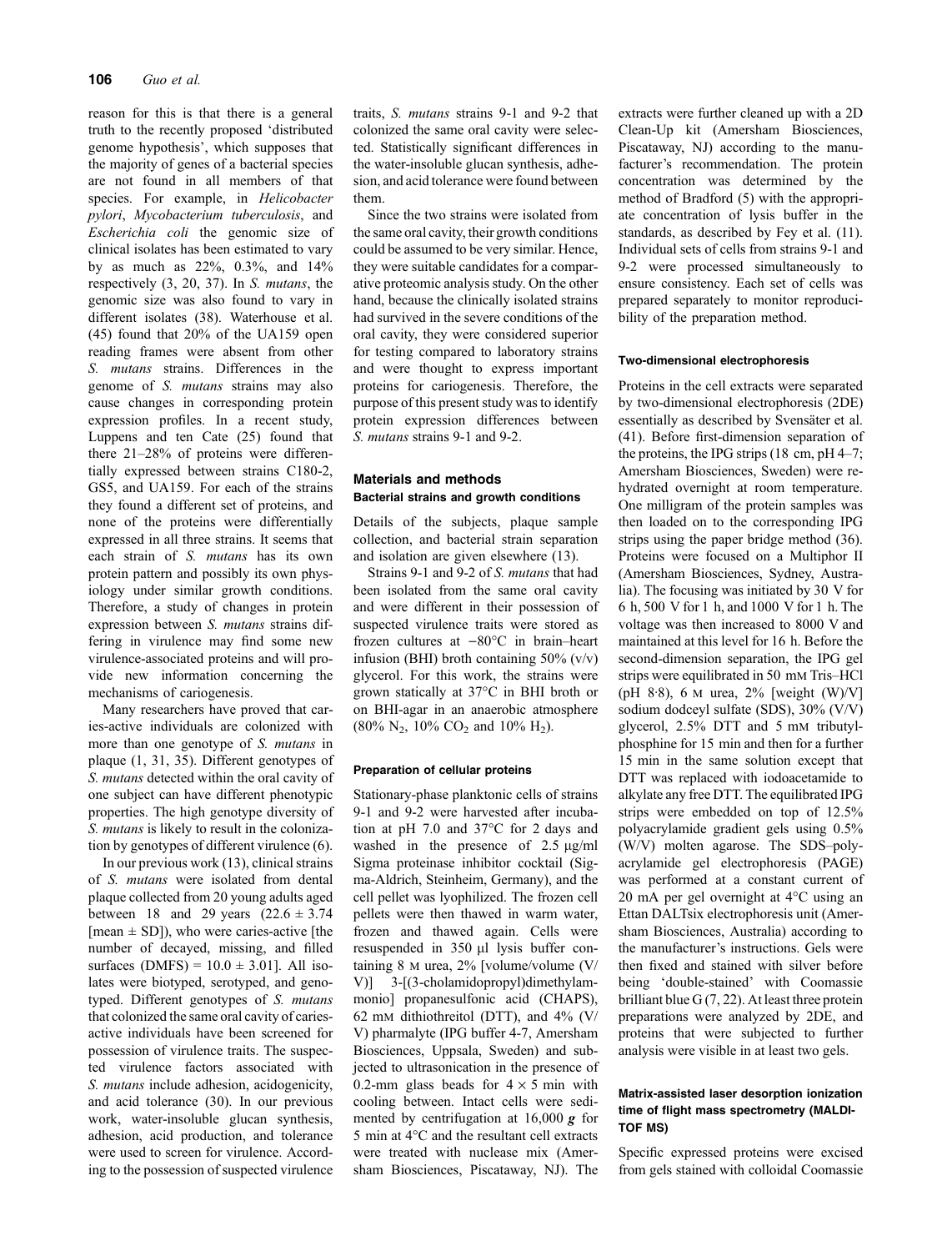reason for this is that there is a general truth to the recently proposed 'distributed genome hypothesis', which supposes that the majority of genes of a bacterial species are not found in all members of that species. For example, in *Helicobacter pylori*, *Mycobacterium tuberculosis*, and *Escherichia coli* the genomic size of clinical isolates has been estimated to vary by as much as 22%, 0.3%, and 14% respectively (3, 20, 37). In *S. mutans*, the genomic size was also found to vary in different isolates (38). Waterhouse et al. (45) found that 20% of the UA159 open reading frames were absent from other *S. mutans* strains. Differences in the genome of *S. mutans* strains may also cause changes in corresponding protein expression profiles. In a recent study, Luppens and ten Cate (25) found that there 21–28% of proteins were differentially expressed between strains C180-2, GS5, and UA159. For each of the strains they found a different set of proteins, and none of the proteins were differentially expressed in all three strains. It seems that each strain of *S. mutans* has its own protein pattern and possibly its own physiology under similar growth conditions. Therefore, a study of changes in protein expression between *S. mutans* strains differing in virulence may find some new virulence-associated proteins and will provide new information concerning the mechanisms of cariogenesis.

Many researchers have proved that caries-active individuals are colonized with more than one genotype of *S. mutans* in plaque (1, 31, 35). Different genotypes of *S. mutans* detected within the oral cavity of one subject can have different phenotypic properties. The high genotype diversity of *S. mutans* is likely to result in the colonization by genotypes of different virulence (6).

In our previous work (13), clinical strains of *S. mutans* were isolated from dental plaque collected from 20 young adults aged between 18 and 29 years (22.6 ± 3.74 [mean ± SD]), who were caries-active [the number of decayed, missing, and filled surfaces (DMFS) = 10.0 ± 3.01]. All isolates were biotyped, serotyped, and genotyped. Different genotypes of *S. mutans* that colonized the same oral cavity of caries-active individuals have been screened for possession of virulence traits. The suspected virulence factors associated with *S. mutans* include adhesion, acidogenicity, and acid tolerance (30). In our previous work, water-insoluble glucan synthesis, adhesion, acid production, and tolerance were used to screen for virulence. According to the possession of suspected virulence traits, *S. mutans* strains 9-1 and 9-2 that colonized the same oral cavity were selected. Statistically significant differences in the water-insoluble glucan synthesis, adhesion, and acid tolerance were found between them.

Since the two strains were isolated from the same oral cavity, their growth conditions could be assumed to be very similar. Hence, they were suitable candidates for a comparative proteomic analysis study. On the other hand, because the clinically isolated strains had survived in the severe conditions of the oral cavity, they were considered superior for testing compared to laboratory strains and were thought to express important proteins for cariogenesis. Therefore, the purpose of this present study was to identify protein expression differences between *S. mutans* strains 9-1 and 9-2.

## Materials and methods

### Bacterial strains and growth conditions

Details of the subjects, plaque sample collection, and bacterial strain separation and isolation are given elsewhere (13).

Strains 9-1 and 9-2 of *S. mutans* that had been isolated from the same oral cavity and were different in their possession of suspected virulence traits were stored as frozen cultures at −80°C in brain–heart infusion (BHI) broth containing 50% (v/v) glycerol. For this work, the strains were grown statically at 37°C in BHI broth or on BHI-agar in an anaerobic atmosphere (80% $N_2$, 10% $CO_2$ and 10% $H_2$).

### Preparation of cellular proteins

Stationary-phase planktonic cells of strains 9-1 and 9-2 were harvested after incubation at pH 7.0 and 37°C for 2 days and washed in the presence of 2.5 μg/ml Sigma proteinase inhibitor cocktail (Sigma-Aldrich, Steinheim, Germany), and the cell pellet was lyophilized. The frozen cell pellets were then thawed in warm water, frozen and thawed again. Cells were resuspended in 350 μl lysis buffer containing 8 M urea, 2% [volume/volume (V/V)] 3-[(3-cholamidopropyl)dimethylammonio] propanesulfonic acid (CHAPS), 62 mM dithiothreitol (DTT), and 4% (V/V) pharmalyte (IPG buffer 4-7, Amersham Biosciences, Uppsala, Sweden) and subjected to ultrasonication in the presence of 0.2-mm glass beads for 4 × 5 min with cooling between. Intact cells were sedimented by centrifugation at 16,000 ***g*** for 5 min at 4°C and the resultant cell extracts were treated with nuclease mix (Amersham Biosciences, Piscataway, NJ). The extracts were further cleaned up with a 2D Clean-Up kit (Amersham Biosciences, Piscataway, NJ) according to the manufacturer's recommendation. The protein concentration was determined by the method of Bradford (5) with the appropriate concentration of lysis buffer in the standards, as described by Fey et al. (11). Individual sets of cells from strains 9-1 and 9-2 were processed simultaneously to ensure consistency. Each set of cells was prepared separately to monitor reproducibility of the preparation method.

### Two-dimensional electrophoresis

Proteins in the cell extracts were separated by two-dimensional electrophoresis (2DE) essentially as described by Svensäter et al. (41). Before first-dimension separation of the proteins, the IPG strips (18 cm, pH 4–7; Amersham Biosciences, Sweden) were rehydrated overnight at room temperature. One milligram of the protein samples was then loaded on to the corresponding IPG strips using the paper bridge method (36). Proteins were focused on a Multiphor II (Amersham Biosciences, Sydney, Australia). The focusing was initiated by 30 V for 6 h, 500 V for 1 h, and 1000 V for 1 h. The voltage was then increased to 8000 V and maintained at this level for 16 h. Before the second-dimension separation, the IPG gel strips were equilibrated in 50 mM Tris–HCl (pH 8·8), 6 M urea, 2% [weight (W)/V] sodium dodceyl sulfate (SDS), 30% (V/V) glycerol, 2.5% DTT and 5 mM tributylphosphine for 15 min and then for a further 15 min in the same solution except that DTT was replaced with iodoacetamide to alkylate any free DTT. The equilibrated IPG strips were embedded on top of 12.5% polyacrylamide gradient gels using 0.5% (W/V) molten agarose. The SDS–polyacrylamide gel electrophoresis (PAGE) was performed at a constant current of 20 mA per gel overnight at 4°C using an Ettan DALTsix electrophoresis unit (Amersham Biosciences, Australia) according to the manufacturer's instructions. Gels were then fixed and stained with silver before being 'double-stained' with Coomassie brilliant blue G (7, 22). At least three protein preparations were analyzed by 2DE, and proteins that were subjected to further analysis were visible in at least two gels.

### Matrix-assisted laser desorption ionization time of flight mass spectrometry (MALDI-TOF MS)

Specific expressed proteins were excised from gels stained with colloidal Coomassie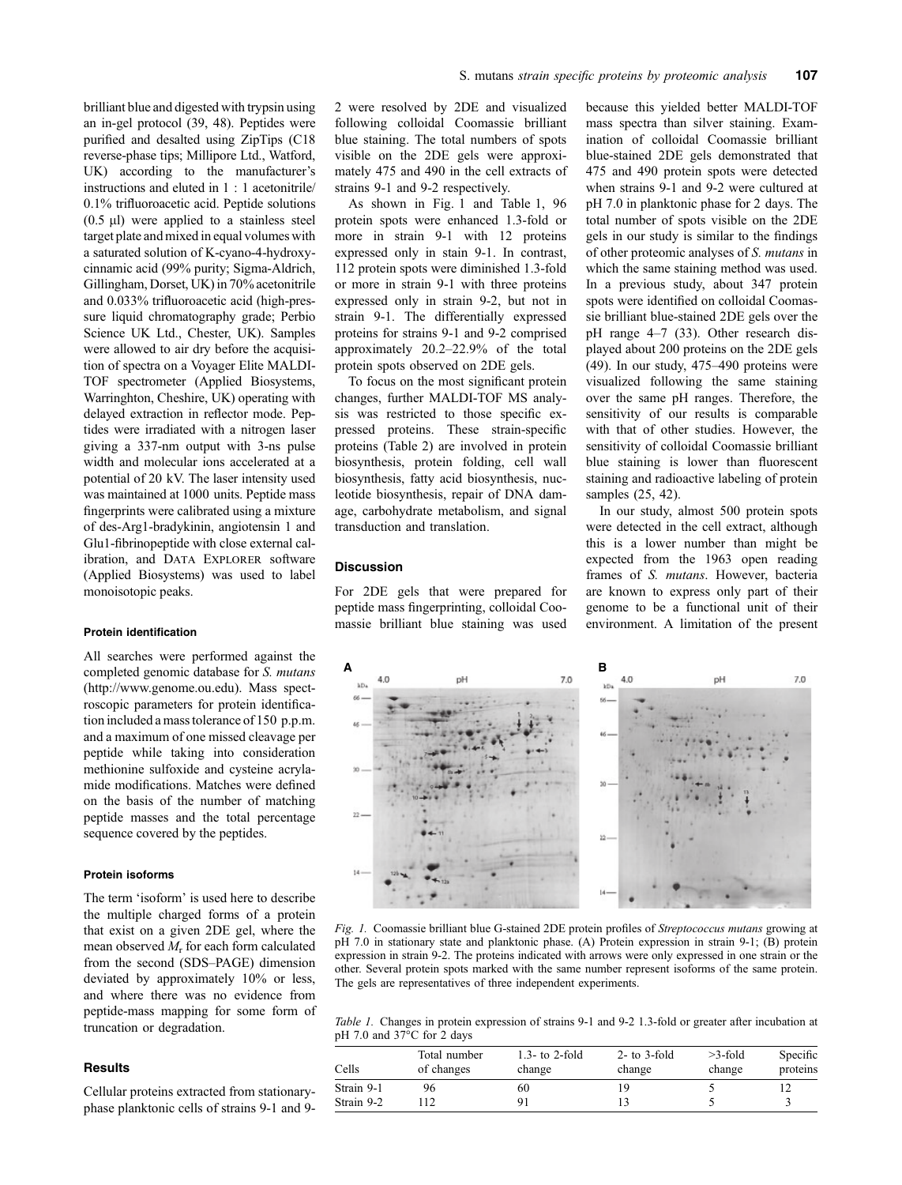brilliant blue and digested with trypsin using an in-gel protocol (39, 48). Peptides were purified and desalted using ZipTips (C18 reverse-phase tips; Millipore Ltd., Watford, UK) according to the manufacturer's instructions and eluted in 1 : 1 acetonitrile/0.1% trifluoroacetic acid. Peptide solutions (0.5 μl) were applied to a stainless steel target plate and mixed in equal volumes with a saturated solution of K-cyano-4-hydroxycinnamic acid (99% purity; Sigma-Aldrich, Gillingham, Dorset, UK) in 70% acetonitrile and 0.033% trifluoroacetic acid (high-pressure liquid chromatography grade; Perbio Science UK Ltd., Chester, UK). Samples were allowed to air dry before the acquisition of spectra on a Voyager Elite MALDI-TOF spectrometer (Applied Biosystems, Warringhton, Cheshire, UK) operating with delayed extraction in reflector mode. Peptides were irradiated with a nitrogen laser giving a 337-nm output with 3-ns pulse width and molecular ions accelerated at a potential of 20 kV. The laser intensity used was maintained at 1000 units. Peptide mass fingerprints were calibrated using a mixture of des-Arg1-bradykinin, angiotensin 1 and Glu1-fibrinopeptide with close external calibration, and DATA EXPLORER software (Applied Biosystems) was used to label monoisotopic peaks.

#### Protein identification

All searches were performed against the completed genomic database for *S. mutans* (http://www.genome.ou.edu). Mass spectroscopic parameters for protein identification included a mass tolerance of 150 p.p.m. and a maximum of one missed cleavage per peptide while taking into consideration methionine sulfoxide and cysteine acrylamide modifications. Matches were defined on the basis of the number of matching peptide masses and the total percentage sequence covered by the peptides.

#### Protein isoforms

The term 'isoform' is used here to describe the multiple charged forms of a protein that exist on a given 2DE gel, where the mean observed $M_r$ for each form calculated from the second (SDS–PAGE) dimension deviated by approximately 10% or less, and where there was no evidence from peptide-mass mapping for some form of truncation or degradation.

### Results

Cellular proteins extracted from stationary-phase planktonic cells of strains 9-1 and 9-2 were resolved by 2DE and visualized following colloidal Coomassie brilliant blue staining. The total numbers of spots visible on the 2DE gels were approximately 475 and 490 in the cell extracts of strains 9-1 and 9-2 respectively.

As shown in Fig. 1 and Table 1, 96 protein spots were enhanced 1.3-fold or more in strain 9-1 with 12 proteins expressed only in stain 9-1. In contrast, 112 protein spots were diminished 1.3-fold or more in strain 9-1 with three proteins expressed only in strain 9-2, but not in strain 9-1. The differentially expressed proteins for strains 9-1 and 9-2 comprised approximately 20.2–22.9% of the total protein spots observed on 2DE gels.

To focus on the most significant protein changes, further MALDI-TOF MS analysis was restricted to those specific expressed proteins. These strain-specific proteins (Table 2) are involved in protein biosynthesis, protein folding, cell wall biosynthesis, fatty acid biosynthesis, nucleotide biosynthesis, repair of DNA damage, carbohydrate metabolism, and signal transduction and translation.

### Discussion

For 2DE gels that were prepared for peptide mass fingerprinting, colloidal Coomassie brilliant blue staining was used because this yielded better MALDI-TOF mass spectra than silver staining. Examination of colloidal Coomassie brilliant blue-stained 2DE gels demonstrated that 475 and 490 protein spots were detected when strains 9-1 and 9-2 were cultured at pH 7.0 in planktonic phase for 2 days. The total number of spots visible on the 2DE gels in our study is similar to the findings of other proteomic analyses of *S. mutans* in which the same staining method was used. In a previous study, about 347 protein spots were identified on colloidal Coomassie brilliant blue-stained 2DE gels over the pH range 4–7 (33). Other research displayed about 200 proteins on the 2DE gels (49). In our study, 475–490 proteins were visualized following the same staining over the same pH ranges. Therefore, the sensitivity of our results is comparable with that of other studies. However, the sensitivity of colloidal Coomassie brilliant blue staining is lower than fluorescent staining and radioactive labeling of protein samples (25, 42).

In our study, almost 500 protein spots were detected in the cell extract, although this is a lower number than might be expected from the 1963 open reading frames of *S. mutans*. However, bacteria are known to express only part of their genome to be a functional unit of their environment. A limitation of the present

*Fig. 1.* Coomassie brilliant blue G-stained 2DE protein profiles of *Streptococcus mutans* growing at pH 7.0 in stationary state and planktonic phase. (A) Protein expression in strain 9-1; (B) protein expression in strain 9-2. The proteins indicated with arrows were only expressed in one strain or the other. Several protein spots marked with the same number represent isoforms of the same protein. The gels are representatives of three independent experiments.

*Table 1.* Changes in protein expression of strains 9-1 and 9-2 1.3-fold or greater after incubation at pH 7.0 and 37°C for 2 days

| Cells | Total number of changes | 1.3- to 2-fold change | 2- to 3-fold change | >3-fold change | Specific proteins |
|---|---|---|---|---|---|
| Strain 9-1 | 96 | 60 | 19 | 5 | 12 |
| Strain 9-2 | 112 | 91 | 13 | 5 | 3 |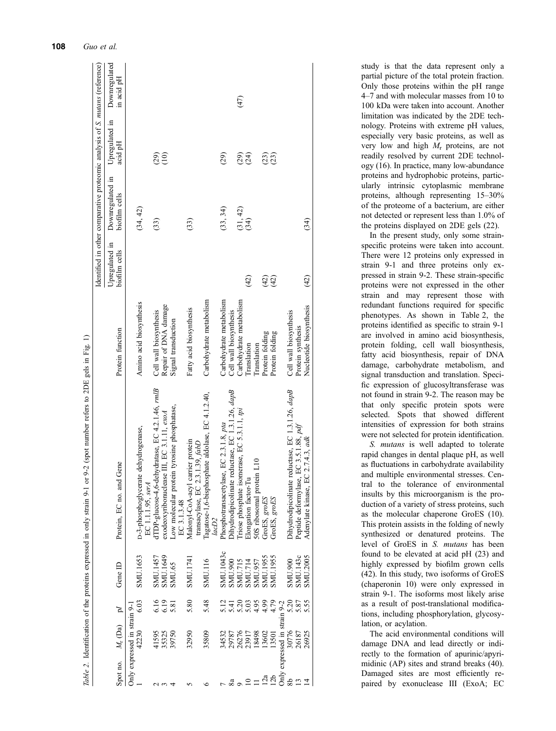*Table 2.* Identification of the proteins expressed in only strain 9-1 or 9-2 (spot number refers to 2DE gels in Fig. 1)

| Spot no. | $M_r$ (Da) | p*I* | Gene ID | Protein, EC no. and Gene | Protein function | Identified in other comparative proteomic analysis of *S. mutans* (reference) | | | |
|---|---|---|---|---|---|---|---|---|---|
| | | | | | | Upregulated in biofilm cells | Downregulated in biofilm cells | Upregulated in acid pH | Downregulated in acid pH |
| Only expressed in strain 9-1 | | | | | | | | | |
| 1 | 42230 | 6.03 | SMU.1653 | D-3-phosphoglycerate dehydrogenase, EC 1.1.1.95, *serA* | Amino acid biosynthesis | | (34, 42) | | |
| 2 | 41595 | 6.16 | SMU.1457 | dTDP-glucose-4,6-dehydratase, EC 4.2.1.46, *rmlB* | Cell wall biosynthesis | | (33) | (29) | |
| 3 | 35325 | 6.19 | SMU.1649 | exodeoxyribonuclease III, EC 3.1.11, *exoA* | Repair of DNA damage | | | (10) | |
| 4 | 39750 | 5.81 | SMU.65 | Low molecular protein tyrosine phosphatase, EC 3.1.3.48 | Signal transduction | | | | |
| 5 | 32950 | 5.80 | SMU.1741 | Malonyl-CoA-acyl carrier protein transacylase, EC 2.3.1.39, *fabD* | Fatty acid biosynthesis | | (33) | | |
| 6 | 35809 | 5.48 | SMU.116 | Tagatose-1,6-bisphosphate aldolase, EC 4.1.2.40, *lacD2* | Carbohydrate metabolism | | | | |
| 7 | 34532 | 5.12 | SMU.1043c | Phosphotransacetylase, EC 2.3.1.8, *pta* | Carbohydrate metabolism | | (33, 34) | (29) | |
| 8a | 29787 | 5.41 | SMU.900 | Dihydrodipicolinate reductase, EC 1.3.1.26, *dapB* | Cell wall biosynthesis | | | | |
| 9 | 26276 | 5.20 | SMU.715 | Triose phosphate isomerase, EC 5.3.1.1, *tpi* | Carbohydrate metabolism | | (31, 42) | (29) | (47) |
| 10 | 23917 | 5.03 | SMU.714 | Elongation factor-Tu | Translation | (42) | (34) | (24) | |
| 11 | 18498 | 4.95 | SMU.957 | 50S ribosomal protein L10 | Translation | | | | |
| 12a | 13602 | 4.99 | SMU.1955 | GroES, *groES* | Protein folding | (42) | | (23) | |
| 12b | 13501 | 4.79 | SMU.1955 | GroES, *groES* | Protein folding | (42) | | (23) | |
| Only expressed in strain 9-2 | | | | | | | | | |
| 8b | 30776 | 5.20 | SMU.900 | Dihydrodipicolinate reductase, EC 1.3.1.26, *dapB* | Cell wall biosynthesis | | | | |
| 13 | 26187 | 5.87 | SMU.143c | Peptide deformylase, EC 3.5.1.88, *pdf* | Protein synthesis | | | | |
| 14 | 26925 | 5.55 | SMU.2005 | Adenylate kinase, EC 2.7.4.3, *adk* | Nucleotide biosynthesis | (42) | (34) | | |

study is that the data represent only a partial picture of the total protein fraction. Only those proteins within the pH range 4–7 and with molecular masses from 10 to 100 kDa were taken into account. Another limitation was indicated by the 2DE technology. Proteins with extreme pH values, especially very basic proteins, as well as very low and high $M_r$ proteins, are not readily resolved by current 2DE technology (16). In practice, many low-abundance proteins and hydrophobic proteins, particularly intrinsic cytoplasmic membrane proteins, although representing 15–30% of the proteome of a bacterium, are either not detected or represent less than 1.0% of the proteins displayed on 2DE gels (22).

In the present study, only some strain-specific proteins were taken into account. There were 12 proteins only expressed in strain 9-1 and three proteins only expressed in strain 9-2. These strain-specific proteins were not expressed in the other strain and may represent those with redundant functions required for specific phenotypes. As shown in Table 2, the proteins identified as specific to strain 9-1 are involved in amino acid biosynthesis, protein folding, cell wall biosynthesis, fatty acid biosynthesis, repair of DNA damage, carbohydrate metabolism, and signal transduction and translation. Specific expression of glucosyltransferase was not found in strain 9-2. The reason may be that only specific protein spots were selected. Spots that showed different intensities of expression for both strains were not selected for protein identification.

*S. mutans* is well adapted to tolerate rapid changes in dental plaque pH, as well as fluctuations in carbohydrate availability and multiple environmental stresses. Central to the tolerance of environmental insults by this microorganism is the production of a variety of stress proteins, such as the molecular chaperone GroES (10). This protein assists in the folding of newly synthesized or denatured proteins. The level of GroES in *S. mutans* has been found to be elevated at acid pH (23) and highly expressed by biofilm grown cells (42). In this study, two isoforms of GroES (chaperonin 10) were only expressed in strain 9-1. The isoforms most likely arise as a result of post-translational modifications, including phosphorylation, glycosylation, or acylation.

The acid environmental conditions will damage DNA and lead directly or indirectly to the formation of apurinic/apyrimidinic (AP) sites and strand breaks (40). Damaged sites are most efficiently repaired by exonuclease III (ExoA; EC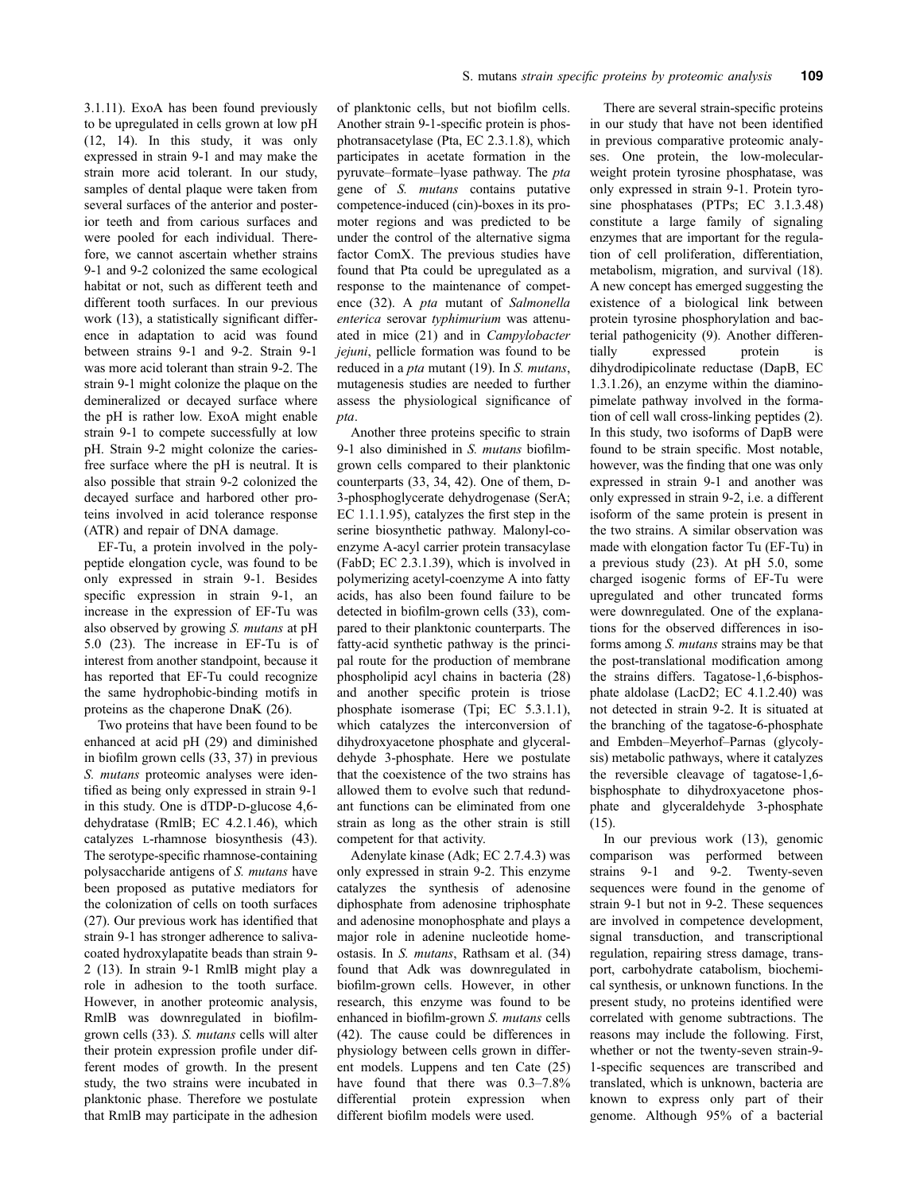3.1.11). ExoA has been found previously to be upregulated in cells grown at low pH (12, 14). In this study, it was only expressed in strain 9-1 and may make the strain more acid tolerant. In our study, samples of dental plaque were taken from several surfaces of the anterior and posterior teeth and from carious surfaces and were pooled for each individual. Therefore, we cannot ascertain whether strains 9-1 and 9-2 colonized the same ecological habitat or not, such as different teeth and different tooth surfaces. In our previous work (13), a statistically significant difference in adaptation to acid was found between strains 9-1 and 9-2. Strain 9-1 was more acid tolerant than strain 9-2. The strain 9-1 might colonize the plaque on the demineralized or decayed surface where the pH is rather low. ExoA might enable strain 9-1 to compete successfully at low pH. Strain 9-2 might colonize the caries-free surface where the pH is neutral. It is also possible that strain 9-2 colonized the decayed surface and harbored other proteins involved in acid tolerance response (ATR) and repair of DNA damage.

EF-Tu, a protein involved in the polypeptide elongation cycle, was found to be only expressed in strain 9-1. Besides specific expression in strain 9-1, an increase in the expression of EF-Tu was also observed by growing *S. mutans* at pH 5.0 (23). The increase in EF-Tu is of interest from another standpoint, because it has reported that EF-Tu could recognize the same hydrophobic-binding motifs in proteins as the chaperone DnaK (26).

Two proteins that have been found to be enhanced at acid pH (29) and diminished in biofilm grown cells (33, 37) in previous *S. mutans* proteomic analyses were identified as being only expressed in strain 9-1 in this study. One is dTDP-D-glucose 4,6-dehydratase (RmlB; EC 4.2.1.46), which catalyzes L-rhamnose biosynthesis (43). The serotype-specific rhamnose-containing polysaccharide antigens of *S. mutans* have been proposed as putative mediators for the colonization of cells on tooth surfaces (27). Our previous work has identified that strain 9-1 has stronger adherence to saliva-coated hydroxylapatite beads than strain 9-2 (13). In strain 9-1 RmlB might play a role in adhesion to the tooth surface. However, in another proteomic analysis, RmlB was downregulated in biofilm-grown cells (33). *S. mutans* cells will alter their protein expression profile under different modes of growth. In the present study, the two strains were incubated in planktonic phase. Therefore we postulate that RmlB may participate in the adhesion of planktonic cells, but not biofilm cells. Another strain 9-1-specific protein is phosphotransacetylase (Pta, EC 2.3.1.8), which participates in acetate formation in the pyruvate–formate–lyase pathway. The *pta* gene of *S. mutans* contains putative competence-induced (cin)-boxes in its promoter regions and was predicted to be under the control of the alternative sigma factor ComX. The previous studies have found that Pta could be upregulated as a response to the maintenance of competence (32). A *pta* mutant of *Salmonella enterica* serovar *typhimurium* was attenuated in mice (21) and in *Campylobacter jejuni*, pellicle formation was found to be reduced in a *pta* mutant (19). In *S. mutans*, mutagenesis studies are needed to further assess the physiological significance of *pta*.

Another three proteins specific to strain 9-1 also diminished in *S. mutans* biofilm-grown cells compared to their planktonic counterparts (33, 34, 42). One of them, D-3-phosphoglycerate dehydrogenase (SerA; EC 1.1.1.95), catalyzes the first step in the serine biosynthetic pathway. Malonyl-coenzyme A-acyl carrier protein transacylase (FabD; EC 2.3.1.39), which is involved in polymerizing acetyl-coenzyme A into fatty acids, has also been found failure to be detected in biofilm-grown cells (33), compared to their planktonic counterparts. The fatty-acid synthetic pathway is the principal route for the production of membrane phospholipid acyl chains in bacteria (28) and another specific protein is triose phosphate isomerase (Tpi; EC 5.3.1.1), which catalyzes the interconversion of dihydroxyacetone phosphate and glyceraldehyde 3-phosphate. Here we postulate that the coexistence of the two strains has allowed them to evolve such that redundant functions can be eliminated from one strain as long as the other strain is still competent for that activity.

Adenylate kinase (Adk; EC 2.7.4.3) was only expressed in strain 9-2. This enzyme catalyzes the synthesis of adenosine diphosphate from adenosine triphosphate and adenosine monophosphate and plays a major role in adenine nucleotide homeostasis. In *S. mutans*, Rathsam et al. (34) found that Adk was downregulated in biofilm-grown cells. However, in other research, this enzyme was found to be enhanced in biofilm-grown *S. mutans* cells (42). The cause could be differences in physiology between cells grown in different models. Luppens and ten Cate (25) have found that there was 0.3–7.8% differential protein expression when different biofilm models were used.

There are several strain-specific proteins in our study that have not been identified in previous comparative proteomic analyses. One protein, the low-molecular-weight protein tyrosine phosphatase, was only expressed in strain 9-1. Protein tyrosine phosphatases (PTPs; EC 3.1.3.48) constitute a large family of signaling enzymes that are important for the regulation of cell proliferation, differentiation, metabolism, migration, and survival (18). A new concept has emerged suggesting the existence of a biological link between protein tyrosine phosphorylation and bacterial pathogenicity (9). Another differentially expressed protein is dihydrodipicolinate reductase (DapB, EC 1.3.1.26), an enzyme within the diaminopimelate pathway involved in the formation of cell wall cross-linking peptides (2). In this study, two isoforms of DapB were found to be strain specific. Most notable, however, was the finding that one was only expressed in strain 9-1 and another was only expressed in strain 9-2, i.e. a different isoform of the same protein is present in the two strains. A similar observation was made with elongation factor Tu (EF-Tu) in a previous study (23). At pH 5.0, some charged isogenic forms of EF-Tu were upregulated and other truncated forms were downregulated. One of the explanations for the observed differences in isoforms among *S. mutans* strains may be that the post-translational modification among the strains differs. Tagatose-1,6-bisphosphate aldolase (LacD2; EC 4.1.2.40) was not detected in strain 9-2. It is situated at the branching of the tagatose-6-phosphate and Embden–Meyerhof–Parnas (glycolysis) metabolic pathways, where it catalyzes the reversible cleavage of tagatose-1,6-bisphosphate to dihydroxyacetone phosphate and glyceraldehyde 3-phosphate (15).

In our previous work (13), genomic comparison was performed between strains 9-1 and 9-2. Twenty-seven sequences were found in the genome of strain 9-1 but not in 9-2. These sequences are involved in competence development, signal transduction, and transcriptional regulation, repairing stress damage, transport, carbohydrate catabolism, biochemical synthesis, or unknown functions. In the present study, no proteins identified were correlated with genome subtractions. The reasons may include the following. First, whether or not the twenty-seven strain-9-1-specific sequences are transcribed and translated, which is unknown, bacteria are known to express only part of their genome. Although 95% of a bacterial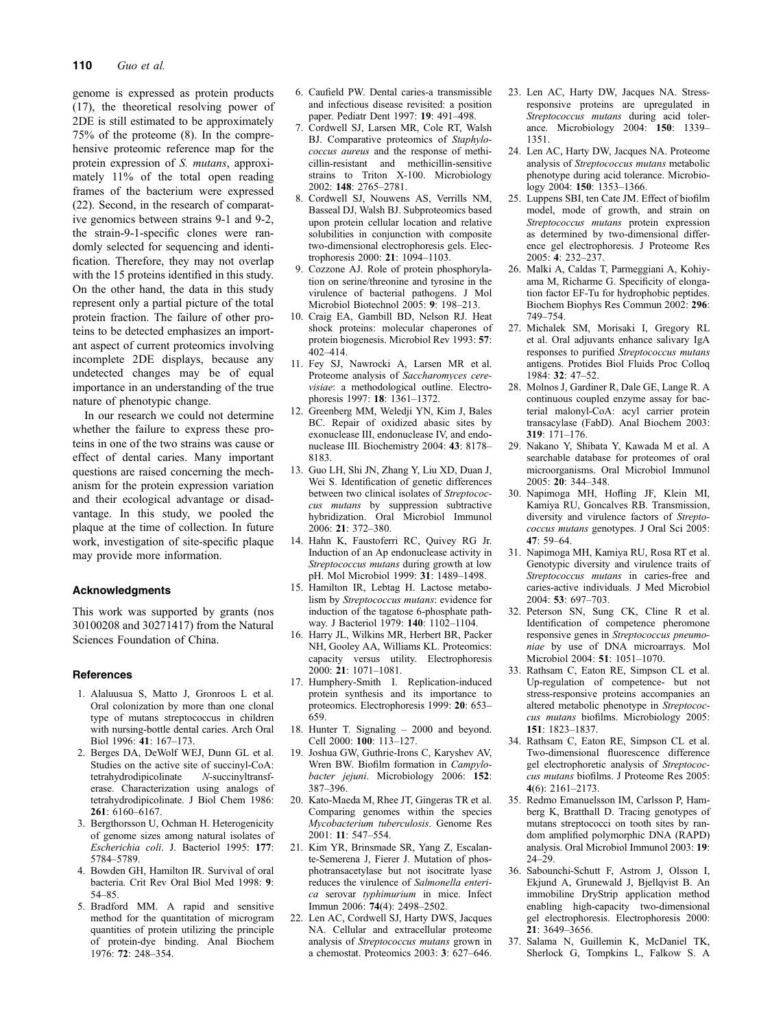genome is expressed as protein products (17), the theoretical resolving power of 2DE is still estimated to be approximately 75% of the proteome (8). In the comprehensive proteomic reference map for the protein expression of *S. mutans*, approximately 11% of the total open reading frames of the bacterium were expressed (22). Second, in the research of comparative genomics between strains 9-1 and 9-2, the strain-9-1-specific clones were randomly selected for sequencing and identification. Therefore, they may not overlap with the 15 proteins identified in this study. On the other hand, the data in this study represent only a partial picture of the total protein fraction. The failure of other proteins to be detected emphasizes an important aspect of current proteomics involving incomplete 2DE displays, because any undetected changes may be of equal importance in an understanding of the true nature of phenotypic change.

In our research we could not determine whether the failure to express these proteins in one of the two strains was cause or effect of dental caries. Many important questions are raised concerning the mechanism for the protein expression variation and their ecological advantage or disadvantage. In this study, we pooled the plaque at the time of collection. In future work, investigation of site-specific plaque may provide more information.

## Acknowledgments

This work was supported by grants (nos 30100208 and 30271417) from the Natural Sciences Foundation of China.

## References

1. Alaluusua S, Matto J, Gronroos L et al. Oral colonization by more than one clonal type of mutans streptococcus in children with nursing-bottle dental caries. Arch Oral Biol 1996: **41**: 167–173.
2. Berges DA, DeWolf WEJ, Dunn GL et al. Studies on the active site of succinyl-CoA: tetrahydrodipicolinate N-succinyltransferase. Characterization using analogs of tetrahydrodipicolinate. J Biol Chem 1986: **261**: 6160–6167.
3. Bergthorsson U, Ochman H. Heterogenicity of genome sizes among natural isolates of *Escherichia coli*. J. Bacteriol 1995: **177**: 5784–5789.
4. Bowden GH, Hamilton IR. Survival of oral bacteria. Crit Rev Oral Biol Med 1998: **9**: 54–85.
5. Bradford MM. A rapid and sensitive method for the quantitation of microgram quantities of protein utilizing the principle of protein-dye binding. Anal Biochem 1976: **72**: 248–354.
6. Caufield PW. Dental caries-a transmissible and infectious disease revisited: a position paper. Pediatr Dent 1997: **19**: 491–498.
7. Cordwell SJ, Larsen MR, Cole RT, Walsh BJ. Comparative proteomics of *Staphylococcus aureus* and the response of methicillin-resistant and methicillin-sensitive strains to Triton X-100. Microbiology 2002: **148**: 2765–2781.
8. Cordwell SJ, Nouwens AS, Verrills NM, Basseal DJ, Walsh BJ. Subproteomics based upon protein cellular location and relative solubilities in conjunction with composite two-dimensional electrophoresis gels. Electrophoresis 2000: **21**: 1094–1103.
9. Cozzone AJ. Role of protein phosphorylation on serine/threonine and tyrosine in the virulence of bacterial pathogens. J Mol Microbiol Biotechnol 2005: **9**: 198–213.
10. Craig EA, Gambill BD, Nelson RJ. Heat shock proteins: molecular chaperones of protein biogenesis. Microbiol Rev 1993: **57**: 402–414.
11. Fey SJ, Nawrocki A, Larsen MR et al. Proteome analysis of *Saccharomyces cerevisiae*: a methodological outline. Electrophoresis 1997: **18**: 1361–1372.
12. Greenberg MM, Weledji YN, Kim J, Bales BC. Repair of oxidized abasic sites by exonuclease III, endonuclease IV, and endonuclease III. Biochemistry 2004: **43**: 8178–8183.
13. Guo LH, Shi JN, Zhang Y, Liu XD, Duan J, Wei S. Identification of genetic differences between two clinical isolates of *Streptococcus mutans* by suppression subtractive hybridization. Oral Microbiol Immunol 2006: **21**: 372–380.
14. Hahn K, Faustoferri RC, Quivey RG Jr. Induction of an Ap endonuclease activity in *Streptococcus mutans* during growth at low pH. Mol Microbiol 1999: **31**: 1489–1498.
15. Hamilton IR, Lebtag H. Lactose metabolism by *Streptococcus mutans*: evidence for induction of the tagatose 6-phosphate pathway. J Bacteriol 1979: **140**: 1102–1104.
16. Harry JL, Wilkins MR, Herbert BR, Packer NH, Gooley AA, Williams KL. Proteomics: capacity versus utility. Electrophoresis 2000: **21**: 1071–1081.
17. Humphery-Smith I. Replication-induced protein synthesis and its importance to proteomics. Electrophoresis 1999: **20**: 653–659.
18. Hunter T. Signaling – 2000 and beyond. Cell 2000: **100**: 113–127.
19. Joshua GW, Guthrie-Irons C, Karyshev AV, Wren BW. Biofilm formation in *Campylobacter jejuni*. Microbiology 2006: **152**: 387–396.
20. Kato-Maeda M, Rhee JT, Gingeras TR et al. Comparing genomes within the species *Mycobacterium tuberculosis*. Genome Res 2001: **11**: 547–554.
21. Kim YR, Brinsmade SR, Yang Z, Escalante-Semerena J, Fierer J. Mutation of phosphotransacetylase but not isocitrate lyase reduces the virulence of *Salmonella enterica* serovar *typhimurium* in mice. Infect Immun 2006: **74**(4): 2498–2502.
22. Len AC, Cordwell SJ, Harty DWS, Jacques NA. Cellular and extracellular proteome analysis of *Streptococcus mutans* grown in a chemostat. Proteomics 2003: **3**: 627–646.
23. Len AC, Harty DW, Jacques NA. Stress-responsive proteins are upregulated in *Streptococcus mutans* during acid tolerance. Microbiology 2004: **150**: 1339–1351.
24. Len AC, Harty DW, Jacques NA. Proteome analysis of *Streptococcus mutans* metabolic phenotype during acid tolerance. Microbiology 2004: **150**: 1353–1366.
25. Luppens SBI, ten Cate JM. Effect of biofilm model, mode of growth, and strain on *Streptococcus mutans* protein expression as determined by two-dimensional difference gel electrophoresis. J Proteome Res 2005: **4**: 232–237.
26. Malki A, Caldas T, Parmeggiani A, Kohiyama M, Richarme G. Specificity of elongation factor EF-Tu for hydrophobic peptides. Biochem Biophys Res Commun 2002: **296**: 749–754.
27. Michalek SM, Morisaki I, Gregory RL et al. Oral adjuvants enhance salivary IgA responses to purified *Streptococcus mutans* antigens. Protides Biol Fluids Proc Colloq 1984: **32**: 47–52.
28. Molnos J, Gardiner R, Dale GE, Lange R. A continuous coupled enzyme assay for bacterial malonyl-CoA: acyl carrier protein transacylase (FabD). Anal Biochem 2003: **319**: 171–176.
29. Nakano Y, Shibata Y, Kawada M et al. A searchable database for proteomes of oral microorganisms. Oral Microbiol Immunol 2005: **20**: 344–348.
30. Napimoga MH, Hofling JF, Klein MI, Kamiya RU, Goncalves RB. Transmission, diversity and virulence factors of *Streptococcus mutans* genotypes. J Oral Sci 2005: **47**: 59–64.
31. Napimoga MH, Kamiya RU, Rosa RT et al. Genotypic diversity and virulence traits of *Streptococcus mutans* in caries-free and caries-active individuals. J Med Microbiol 2004: **53**: 697–703.
32. Peterson SN, Sung CK, Cline R et al. Identification of competence pheromone responsive genes in *Streptococcus pneumoniae* by use of DNA microarrays. Mol Microbiol 2004: **51**: 1051–1070.
33. Rathsam C, Eaton RE, Simpson CL et al. Up-regulation of competence- but not stress-responsive proteins accompanies an altered metabolic phenotype in *Streptococcus mutans* biofilms. Microbiology 2005: **151**: 1823–1837.
34. Rathsam C, Eaton RE, Simpson CL et al. Two-dimensional fluorescence difference gel electrophoretic analysis of *Streptococcus mutans* biofilms. J Proteome Res 2005: **4**(6): 2161–2173.
35. Redmo Emanuelsson IM, Carlsson P, Hamberg K, Bratthall D. Tracing genotypes of mutans streptococci on tooth sites by random amplified polymorphic DNA (RAPD) analysis. Oral Microbiol Immunol 2003: **19**: 24–29.
36. Sabounchi-Schutt F, Astrom J, Olsson I, Ekjund A, Grunewald J, Bjellqvist B. An immobiline DryStrip application method enabling high-capacity two-dimensional gel electrophoresis. Electrophoresis 2000: **21**: 3649–3656.
37. Salama N, Guillemin K, McDaniel TK, Sherlock G, Tompkins L, Falkow S. A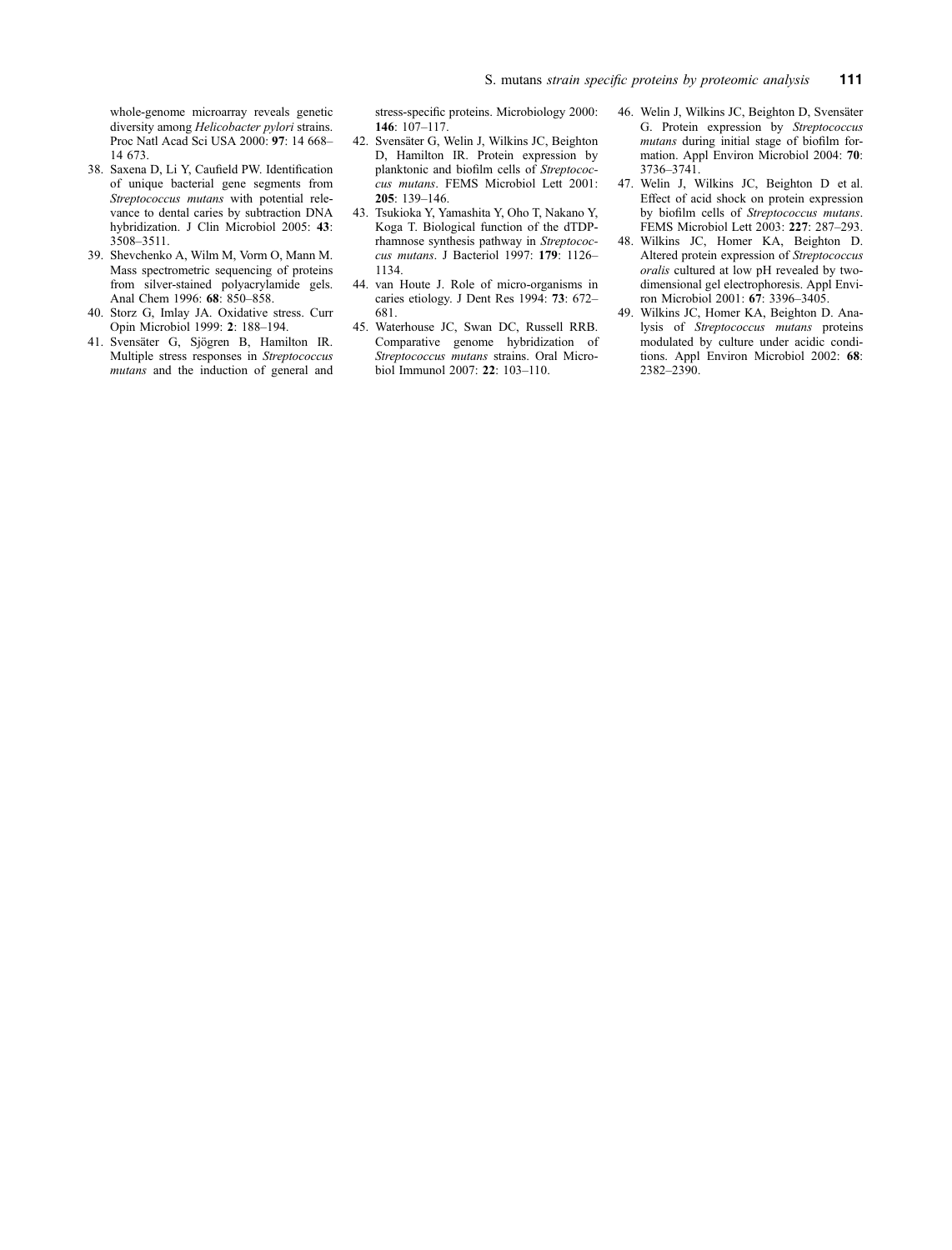whole-genome microarray reveals genetic diversity among *Helicobacter pylori* strains. Proc Natl Acad Sci USA 2000: **97**: 14 668–14 673.

38. Saxena D, Li Y, Caufield PW. Identification of unique bacterial gene segments from *Streptococcus mutans* with potential relevance to dental caries by subtraction DNA hybridization. J Clin Microbiol 2005: **43**: 3508–3511.
39. Shevchenko A, Wilm M, Vorm O, Mann M. Mass spectrometric sequencing of proteins from silver-stained polyacrylamide gels. Anal Chem 1996: **68**: 850–858.
40. Storz G, Imlay JA. Oxidative stress. Curr Opin Microbiol 1999: **2**: 188–194.
41. Svensäter G, Sjögren B, Hamilton IR. Multiple stress responses in *Streptococcus mutans* and the induction of general and stress-specific proteins. Microbiology 2000: **146**: 107–117.
42. Svensäter G, Welin J, Wilkins JC, Beighton D, Hamilton IR. Protein expression by planktonic and biofilm cells of *Streptococcus mutans*. FEMS Microbiol Lett 2001: **205**: 139–146.
43. Tsukioka Y, Yamashita Y, Oho T, Nakano Y, Koga T. Biological function of the dTDP-rhamnose synthesis pathway in *Streptococcus mutans*. J Bacteriol 1997: **179**: 1126–1134.
44. van Houte J. Role of micro-organisms in caries etiology. J Dent Res 1994: **73**: 672–681.
45. Waterhouse JC, Swan DC, Russell RRB. Comparative genome hybridization of *Streptococcus mutans* strains. Oral Microbiol Immunol 2007: **22**: 103–110.
46. Welin J, Wilkins JC, Beighton D, Svensäter G. Protein expression by *Streptococcus mutans* during initial stage of biofilm formation. Appl Environ Microbiol 2004: **70**: 3736–3741.
47. Welin J, Wilkins JC, Beighton D et al. Effect of acid shock on protein expression by biofilm cells of *Streptococcus mutans*. FEMS Microbiol Lett 2003: **227**: 287–293.
48. Wilkins JC, Homer KA, Beighton D. Altered protein expression of *Streptococcus oralis* cultured at low pH revealed by two-dimensional gel electrophoresis. Appl Environ Microbiol 2001: **67**: 3396–3405.
49. Wilkins JC, Homer KA, Beighton D. Analysis of *Streptococcus mutans* proteins modulated by culture under acidic conditions. Appl Environ Microbiol 2002: **68**: 2382–2390.